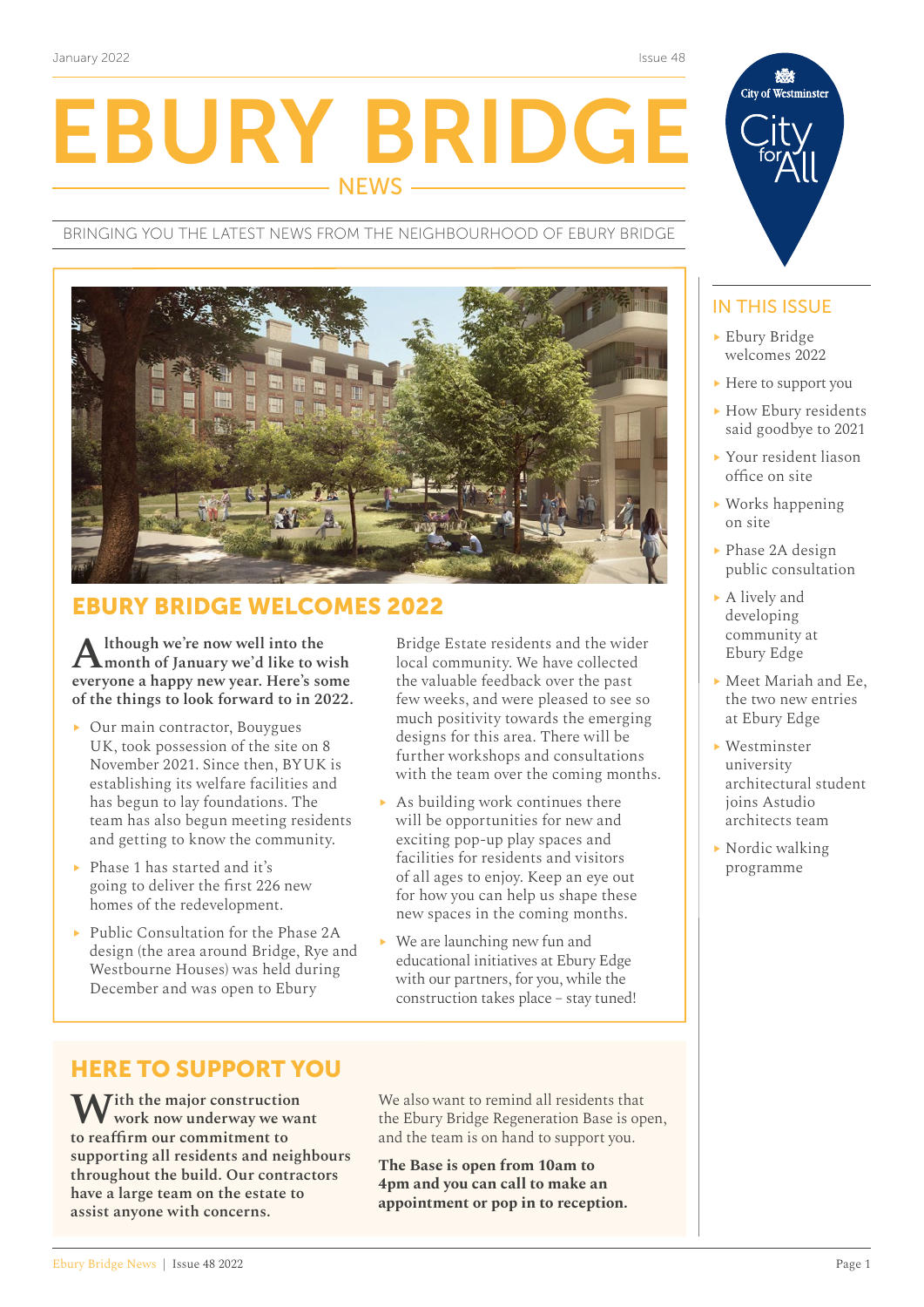January 2022 Issue 48

# EBURY BRIDGE NEWS

BRINGING YOU THE LATEST NEWS FROM THE NEIGHBOURHOOD OF EBURY BRIDGE

City of Westminster
City for All

## IN THIS ISSUE

- Ebury Bridge welcomes 2022
- Here to support you
- How Ebury residents said goodbye to 2021
- Your resident liason office on site
- Works happening on site
- Phase 2A design public consultation
- A lively and developing community at Ebury Edge
- Meet Mariah and Ee, the two new entries at Ebury Edge
- Westminster university architectural student joins Astudio architects team
- Nordic walking programme

## EBURY BRIDGE WELCOMES 2022

**Although we're now well into the month of January we'd like to wish everyone a happy new year. Here's some of the things to look forward to in 2022.**

- Our main contractor, Bouygues UK, took possession of the site on 8 November 2021. Since then, BYUK is establishing its welfare facilities and has begun to lay foundations. The team has also begun meeting residents and getting to know the community.
- Phase 1 has started and it's going to deliver the first 226 new homes of the redevelopment.
- Public Consultation for the Phase 2A design (the area around Bridge, Rye and Westbourne Houses) was held during December and was open to Ebury Bridge Estate residents and the wider local community. We have collected the valuable feedback over the past few weeks, and were pleased to see so much positivity towards the emerging designs for this area. There will be further workshops and consultations with the team over the coming months.
- As building work continues there will be opportunities for new and exciting pop-up play spaces and facilities for residents and visitors of all ages to enjoy. Keep an eye out for how you can help us shape these new spaces in the coming months.
- We are launching new fun and educational initiatives at Ebury Edge with our partners, for you, while the construction takes place – stay tuned!

## HERE TO SUPPORT YOU

**With the major construction work now underway we want to reaffirm our commitment to supporting all residents and neighbours throughout the build. Our contractors have a large team on the estate to assist anyone with concerns.**

We also want to remind all residents that the Ebury Bridge Regeneration Base is open, and the team is on hand to support you.

**The Base is open from 10am to 4pm and you can call to make an appointment or pop in to reception.**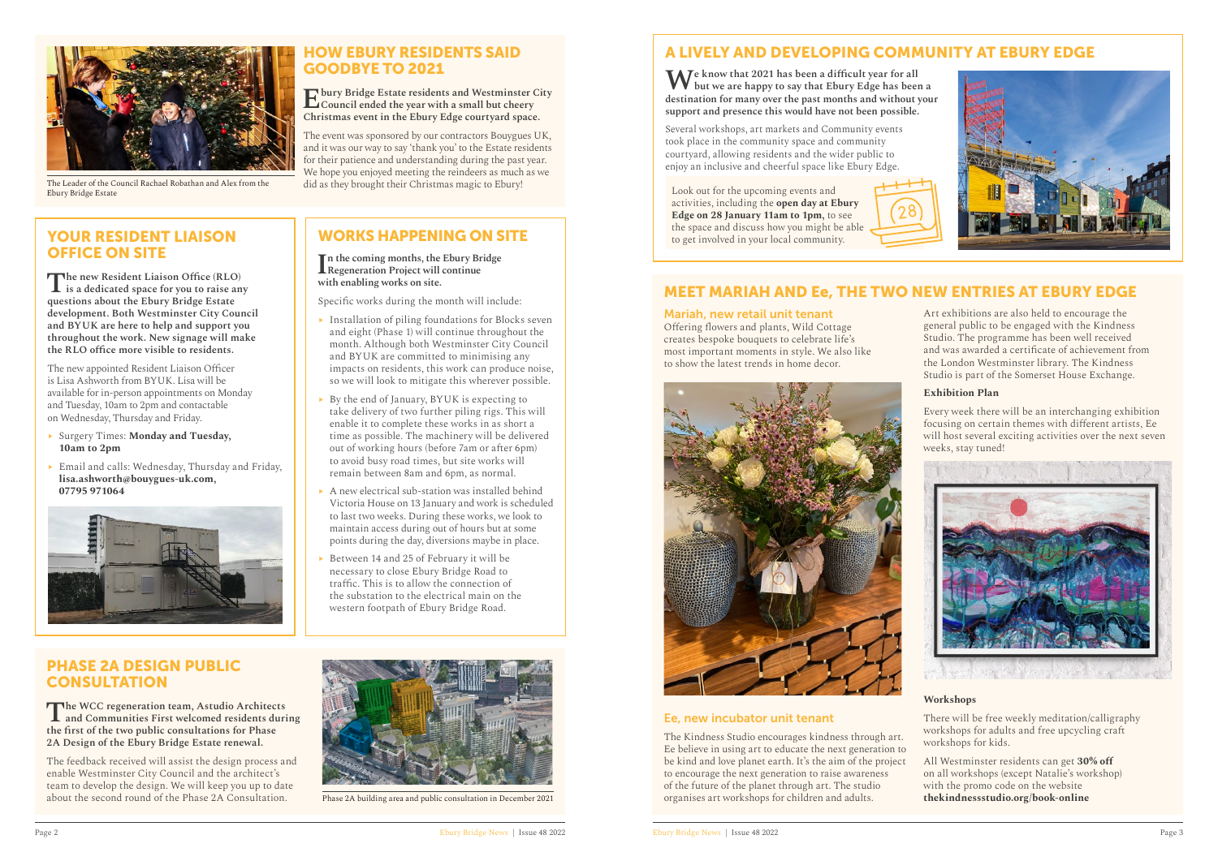The Leader of the Council Rachael Robathan and Alex from the Ebury Bridge Estate

## HOW EBURY RESIDENTS SAID GOODBYE TO 2021

**Ebury Bridge Estate residents and Westminster City Council ended the year with a small but cheery Christmas event in the Ebury Edge courtyard space.**

The event was sponsored by our contractors Bouygues UK, and it was our way to say 'thank you' to the Estate residents for their patience and understanding during the past year. We hope you enjoyed meeting the reindeers as much as we did as they brought their Christmas magic to Ebury!

## YOUR RESIDENT LIAISON OFFICE ON SITE

**The new Resident Liaison Office (RLO) is a dedicated space for you to raise any questions about the Ebury Bridge Estate development. Both Westminster City Council and BYUK are here to help and support you throughout the work. New signage will make the RLO office more visible to residents.**

The new appointed Resident Liaison Officer is Lisa Ashworth from BYUK. Lisa will be available for in-person appointments on Monday and Tuesday, 10am to 2pm and contactable on Wednesday, Thursday and Friday.

- Surgery Times: **Monday and Tuesday, 10am to 2pm**
- Email and calls: Wednesday, Thursday and Friday, **lisa.ashworth@bouygues-uk.com, 07795 971064**

## WORKS HAPPENING ON SITE

**In the coming months, the Ebury Bridge Regeneration Project will continue with enabling works on site.**

Specific works during the month will include:

- Installation of piling foundations for Blocks seven and eight (Phase 1) will continue throughout the month. Although both Westminster City Council and BYUK are committed to minimising any impacts on residents, this work can produce noise, so we will look to mitigate this wherever possible.
- By the end of January, BYUK is expecting to take delivery of two further piling rigs. This will enable it to complete these works in as short a time as possible. The machinery will be delivered out of working hours (before 7am or after 6pm) to avoid busy road times, but site works will remain between 8am and 6pm, as normal.
- A new electrical sub-station was installed behind Victoria House on 13 January and work is scheduled to last two weeks. During these works, we look to maintain access during out of hours but at some points during the day, diversions maybe in place.
- Between 14 and 25 of February it will be necessary to close Ebury Bridge Road to traffic. This is to allow the connection of the substation to the electrical main on the western footpath of Ebury Bridge Road.

## PHASE 2A DESIGN PUBLIC CONSULTATION

**The WCC regeneration team, Astudio Architects and Communities First welcomed residents during the first of the two public consultations for Phase 2A Design of the Ebury Bridge Estate renewal.**

The feedback received will assist the design process and enable Westminster City Council and the architect's team to develop the design. We will keep you up to date about the second round of the Phase 2A Consultation.

Phase 2A building area and public consultation in December 2021

## A LIVELY AND DEVELOPING COMMUNITY AT EBURY EDGE

**We know that 2021 has been a difficult year for all but we are happy to say that Ebury Edge has been a destination for many over the past months and without your support and presence this would have not been possible.**

Several workshops, art markets and Community events took place in the community space and community courtyard, allowing residents and the wider public to enjoy an inclusive and cheerful space like Ebury Edge.

Look out for the upcoming events and activities, including the **open day at Ebury Edge on 28 January 11am to 1pm,** to see the space and discuss how you might be able to get involved in your local community.

## MEET MARIAH AND Ee, THE TWO NEW ENTRIES AT EBURY EDGE

### Mariah, new retail unit tenant

Offering flowers and plants, Wild Cottage creates bespoke bouquets to celebrate life's most important moments in style. We also like to show the latest trends in home decor.

### Ee, new incubator unit tenant

The Kindness Studio encourages kindness through art. Ee believe in using art to educate the next generation to be kind and love planet earth. It's the aim of the project to encourage the next generation to raise awareness of the future of the planet through art. The studio organises art workshops for children and adults.

Art exhibitions are also held to encourage the general public to be engaged with the Kindness Studio. The programme has been well received and was awarded a certificate of achievement from the London Westminster library. The Kindness Studio is part of the Somerset House Exchange.

**Exhibition Plan**

Every week there will be an interchanging exhibition focusing on certain themes with different artists, Ee will host several exciting activities over the next seven weeks, stay tuned!

**Workshops**

There will be free weekly meditation/calligraphy workshops for adults and free upcycling craft workshops for kids.

All Westminster residents can get **30% off** on all workshops (except Natalie's workshop) with the promo code on the website **thekindnessstudio.org/book-online**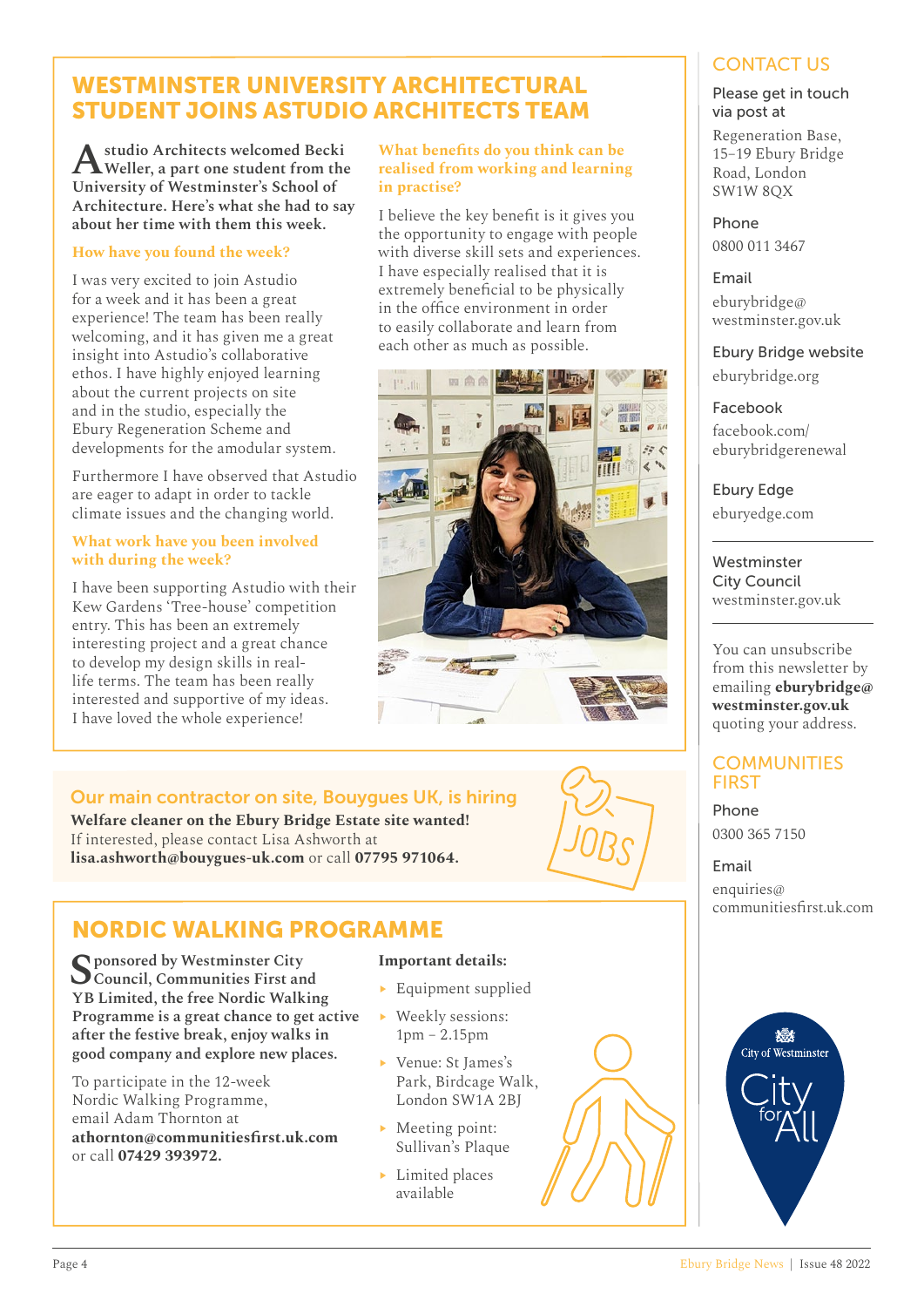## WESTMINSTER UNIVERSITY ARCHITECTURAL STUDENT JOINS ASTUDIO ARCHITECTS TEAM

**Astudio Architects welcomed Becki Weller, a part one student from the University of Westminster's School of Architecture. Here's what she had to say about her time with them this week.**

### How have you found the week?

I was very excited to join Astudio for a week and it has been a great experience! The team has been really welcoming, and it has given me a great insight into Astudio's collaborative ethos. I have highly enjoyed learning about the current projects on site and in the studio, especially the Ebury Regeneration Scheme and developments for the amodular system.

Furthermore I have observed that Astudio are eager to adapt in order to tackle climate issues and the changing world.

### What work have you been involved with during the week?

I have been supporting Astudio with their Kew Gardens 'Tree-house' competition entry. This has been an extremely interesting project and a great chance to develop my design skills in real-life terms. The team has been really interested and supportive of my ideas. I have loved the whole experience!

### What benefits do you think can be realised from working and learning in practise?

I believe the key benefit is it gives you the opportunity to engage with people with diverse skill sets and experiences. I have especially realised that it is extremely beneficial to be physically in the office environment in order to easily collaborate and learn from each other as much as possible.

### Our main contractor on site, Bouygues UK, is hiring

**Welfare cleaner on the Ebury Bridge Estate site wanted!**
If interested, please contact Lisa Ashworth at **lisa.ashworth@bouygues-uk.com** or call **07795 971064.**

## NORDIC WALKING PROGRAMME

**Sponsored by Westminster City Council, Communities First and YB Limited, the free Nordic Walking Programme is a great chance to get active after the festive break, enjoy walks in good company and explore new places.**

To participate in the 12-week Nordic Walking Programme, email Adam Thornton at **athornton@communitiesfirst.uk.com** or call **07429 393972.**

**Important details:**

- Equipment supplied
- Weekly sessions: 1pm – 2.15pm
- Venue: St James's Park, Birdcage Walk, London SW1A 2BJ
- Meeting point: Sullivan's Plaque
- Limited places available

## CONTACT US

Please get in touch via post at

Regeneration Base, 15–19 Ebury Bridge Road, London SW1W 8QX

**Phone**
0800 011 3467

**Email**
eburybridge@westminster.gov.uk

**Ebury Bridge website**
eburybridge.org

**Facebook**
facebook.com/eburybridgerenewal

**Ebury Edge**
eburyedge.com

**Westminster City Council**
westminster.gov.uk

You can unsubscribe from this newsletter by emailing **eburybridge@westminster.gov.uk** quoting your address.

## COMMUNITIES FIRST

**Phone**
0300 365 7150

**Email**
enquiries@communitiesfirst.uk.com

City of Westminster
City for All